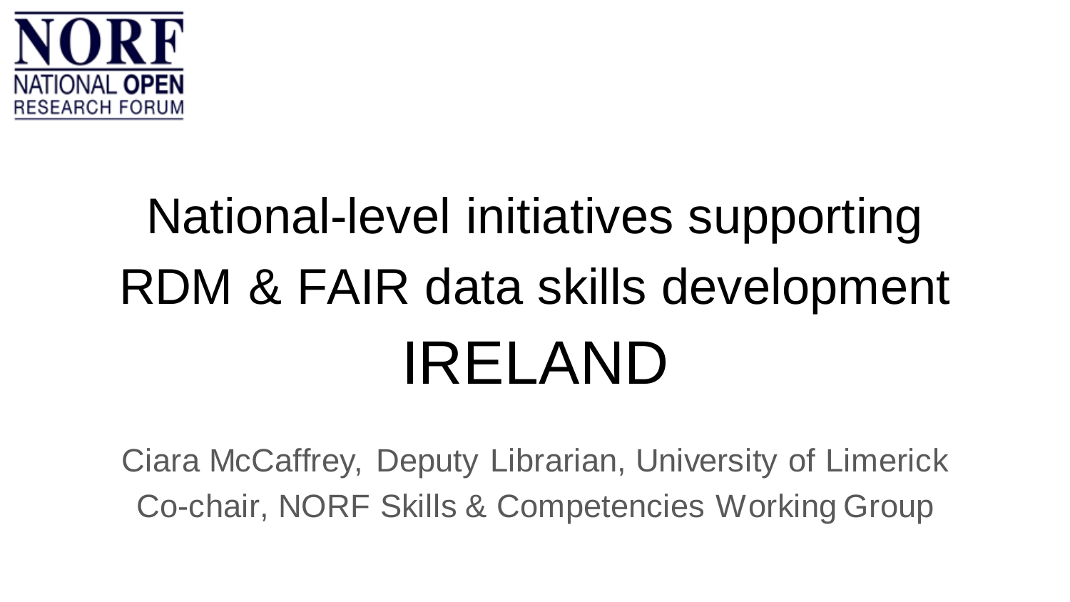NORF
NATIONAL OPEN
RESEARCH FORUM

# National-level initiatives supporting RDM & FAIR data skills development IRELAND

Ciara McCaffrey, Deputy Librarian, University of Limerick
Co-chair, NORF Skills & Competencies Working Group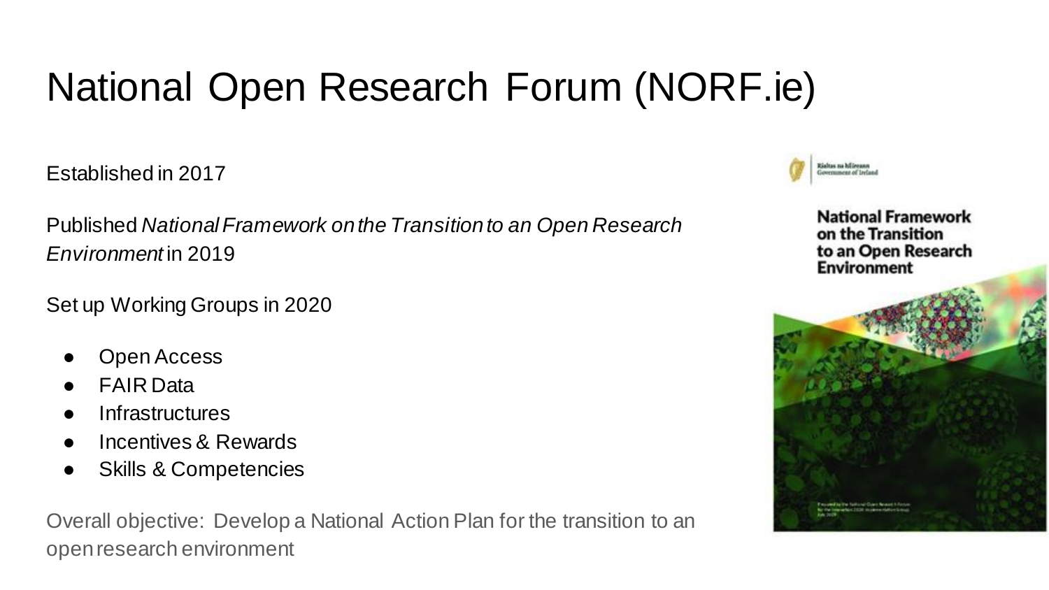# National Open Research Forum (NORF.ie)

Established in 2017

Published *National Framework on the Transition to an Open Research Environment* in 2019

Set up Working Groups in 2020

- Open Access
- FAIR Data
- Infrastructures
- Incentives & Rewards
- Skills & Competencies

Overall objective: Develop a National Action Plan for the transition to an open research environment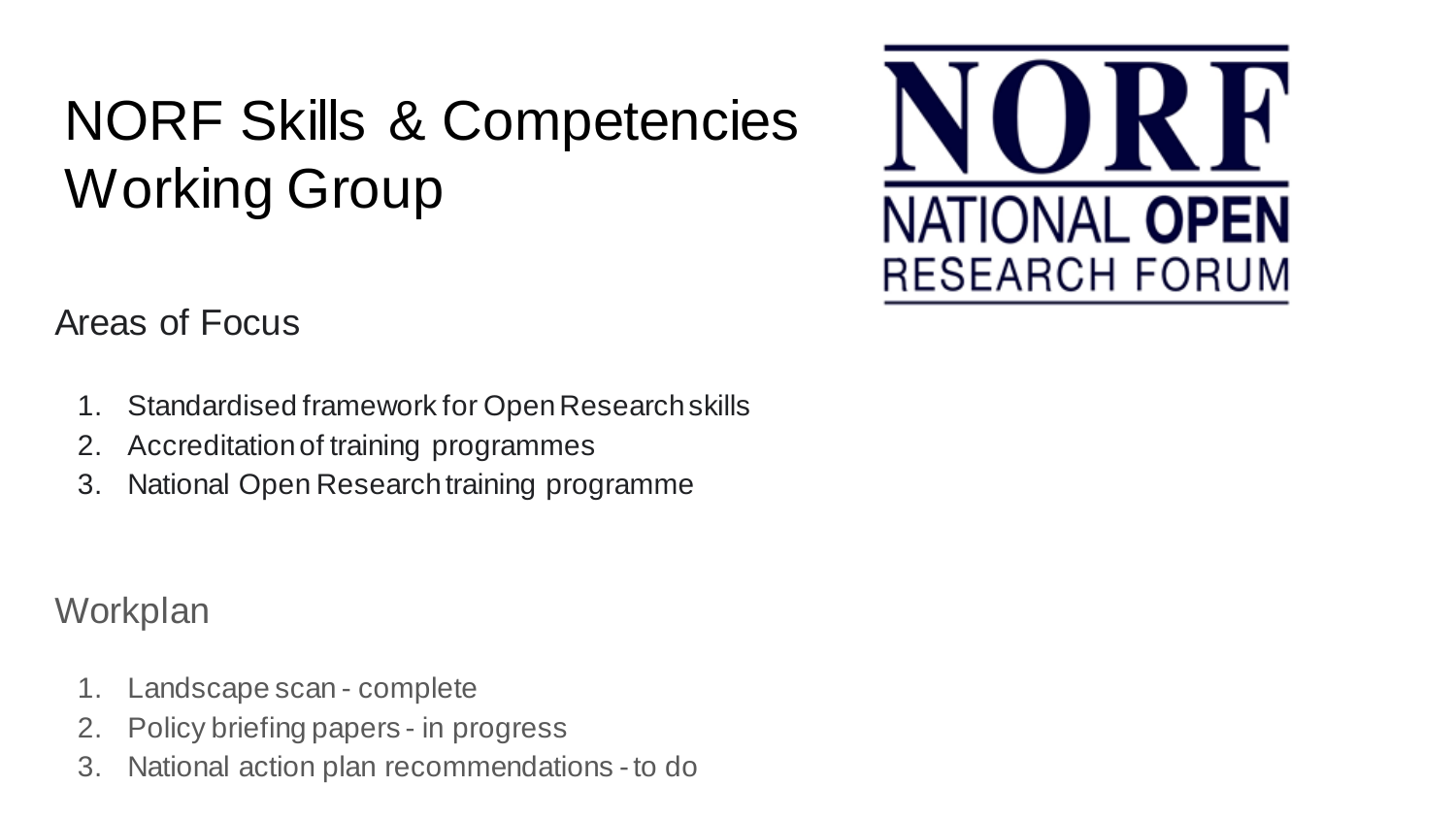# NORF Skills & Competencies Working Group

NORF
NATIONAL **OPEN**
RESEARCH FORUM

## Areas of Focus

1. Standardised framework for Open Research skills
2. Accreditation of training programmes
3. National Open Research training programme

## Workplan

1. Landscape scan - complete
2. Policy briefing papers - in progress
3. National action plan recommendations - to do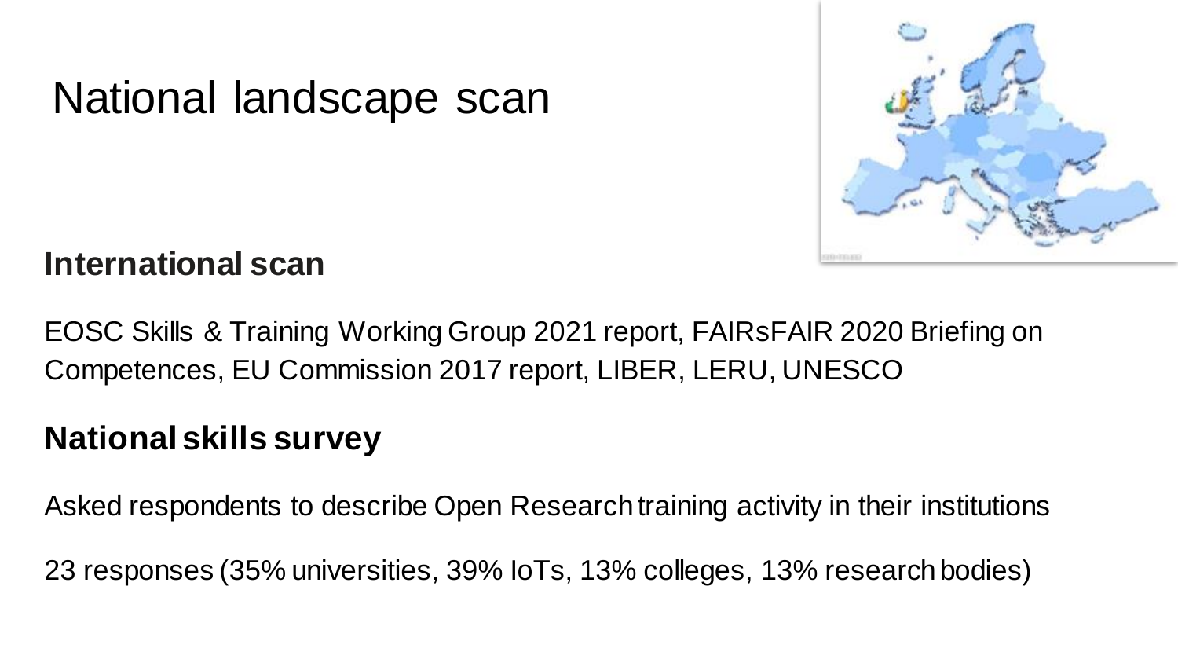# National landscape scan

## International scan

EOSC Skills & Training Working Group 2021 report, FAIRsFAIR 2020 Briefing on Competences, EU Commission 2017 report, LIBER, LERU, UNESCO

## National skills survey

Asked respondents to describe Open Research training activity in their institutions

23 responses (35% universities, 39% IoTs, 13% colleges, 13% research bodies)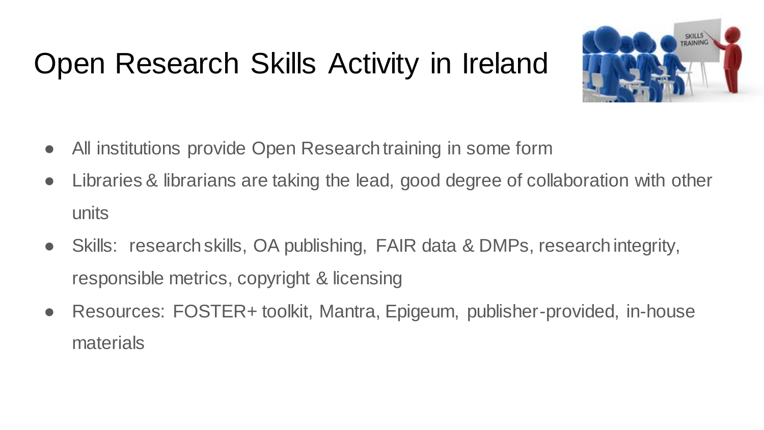# Open Research Skills Activity in Ireland

- All institutions provide Open Research training in some form
- Libraries & librarians are taking the lead, good degree of collaboration with other units
- Skills: research skills, OA publishing, FAIR data & DMPs, research integrity, responsible metrics, copyright & licensing
- Resources: FOSTER+ toolkit, Mantra, Epigeum, publisher-provided, in-house materials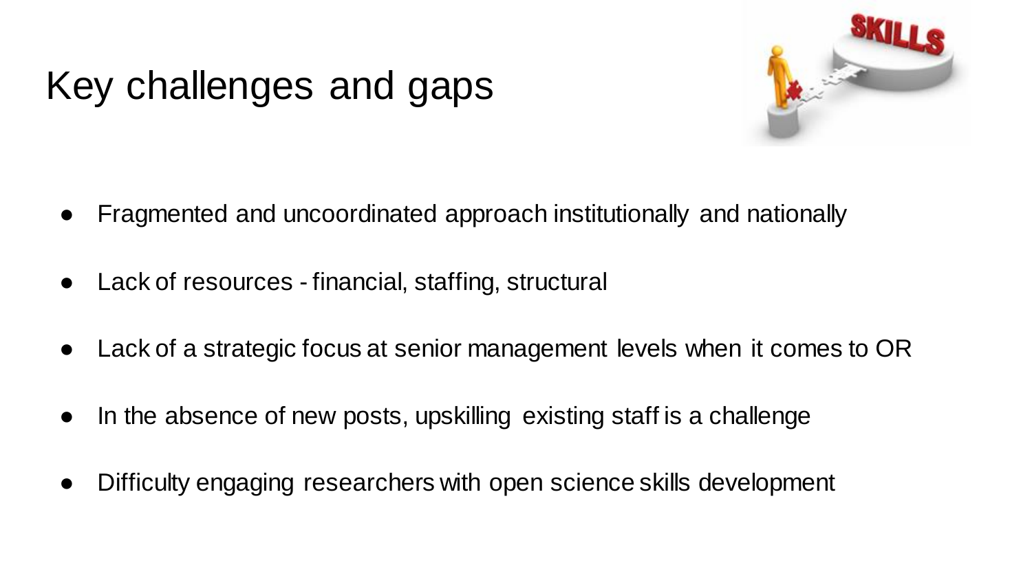# Key challenges and gaps

- Fragmented and uncoordinated approach institutionally and nationally
- Lack of resources - financial, staffing, structural
- Lack of a strategic focus at senior management levels when it comes to OR
- In the absence of new posts, upskilling existing staff is a challenge
- Difficulty engaging researchers with open science skills development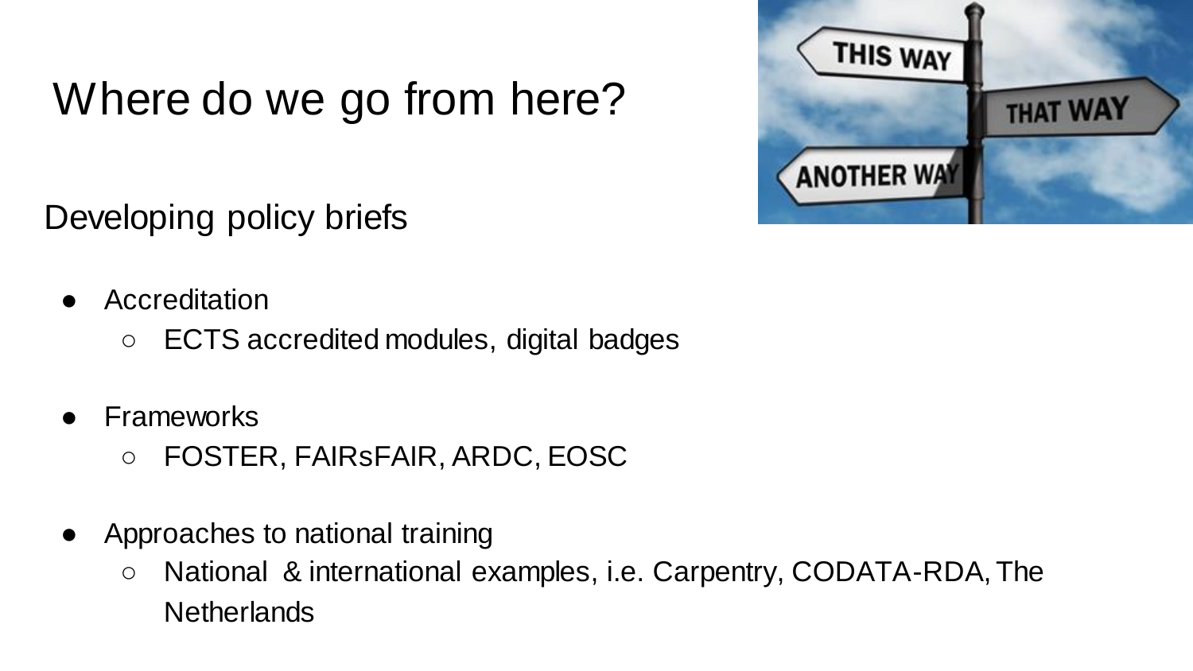# Where do we go from here?

## Developing policy briefs

- Accreditation
  - ECTS accredited modules, digital badges
- Frameworks
  - FOSTER, FAIRsFAIR, ARDC, EOSC
- Approaches to national training
  - National & international examples, i.e. Carpentry, CODATA-RDA, The Netherlands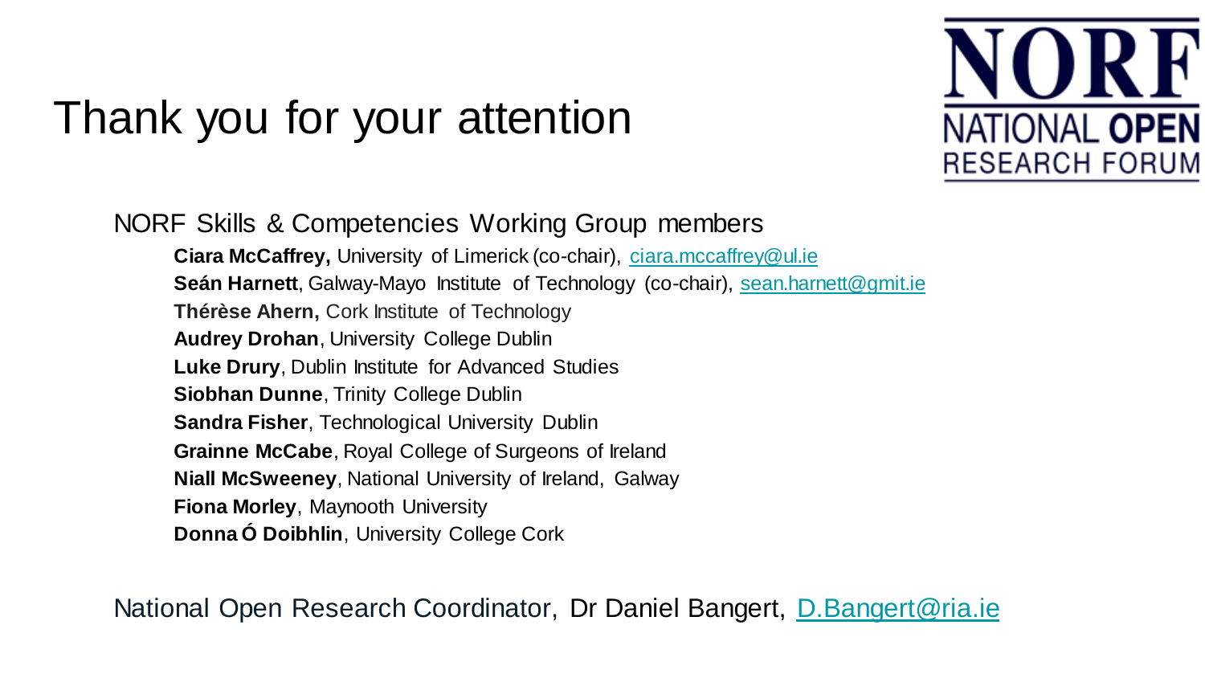# Thank you for your attention

NORF
NATIONAL OPEN
RESEARCH FORUM

NORF Skills & Competencies Working Group members

**Ciara McCaffrey,** University of Limerick (co-chair), ciara.mccaffrey@ul.ie
**Seán Harnett**, Galway-Mayo Institute of Technology (co-chair), sean.harnett@gmit.ie
**Thérèse Ahern,** Cork Institute of Technology
**Audrey Drohan**, University College Dublin
**Luke Drury**, Dublin Institute for Advanced Studies
**Siobhan Dunne**, Trinity College Dublin
**Sandra Fisher**, Technological University Dublin
**Grainne McCabe**, Royal College of Surgeons of Ireland
**Niall McSweeney**, National University of Ireland, Galway
**Fiona Morley**, Maynooth University
**Donna Ó Doibhlin**, University College Cork

National Open Research Coordinator, Dr Daniel Bangert, D.Bangert@ria.ie